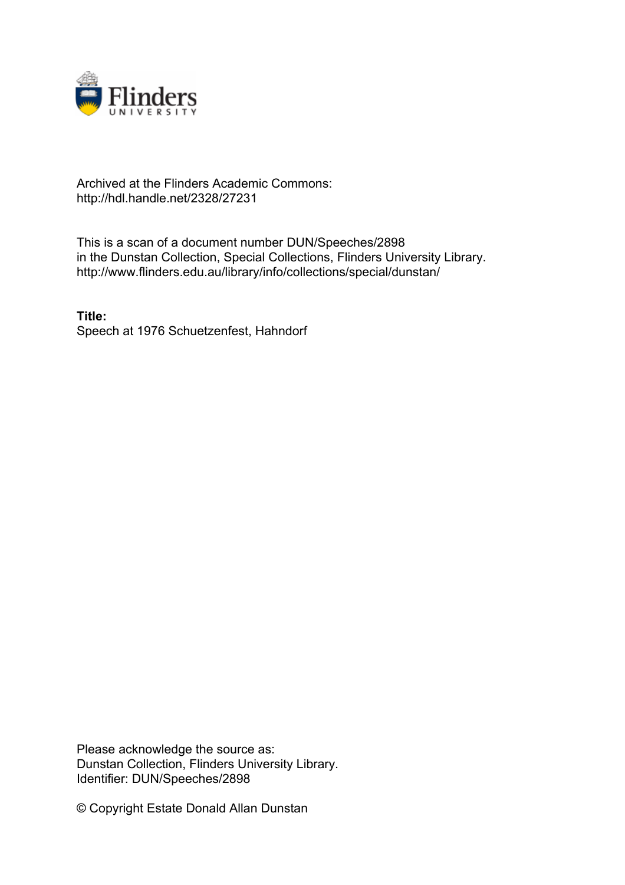Archived at the Flinders Academic Commons:
http://hdl.handle.net/2328/27231

This is a scan of a document number DUN/Speeches/2898
in the Dunstan Collection, Special Collections, Flinders University Library.
http://www.flinders.edu.au/library/info/collections/special/dunstan/

**Title:**
Speech at 1976 Schuetzenfest, Hahndorf

Please acknowledge the source as:
Dunstan Collection, Flinders University Library.
Identifier: DUN/Speeches/2898

© Copyright Estate Donald Allan Dunstan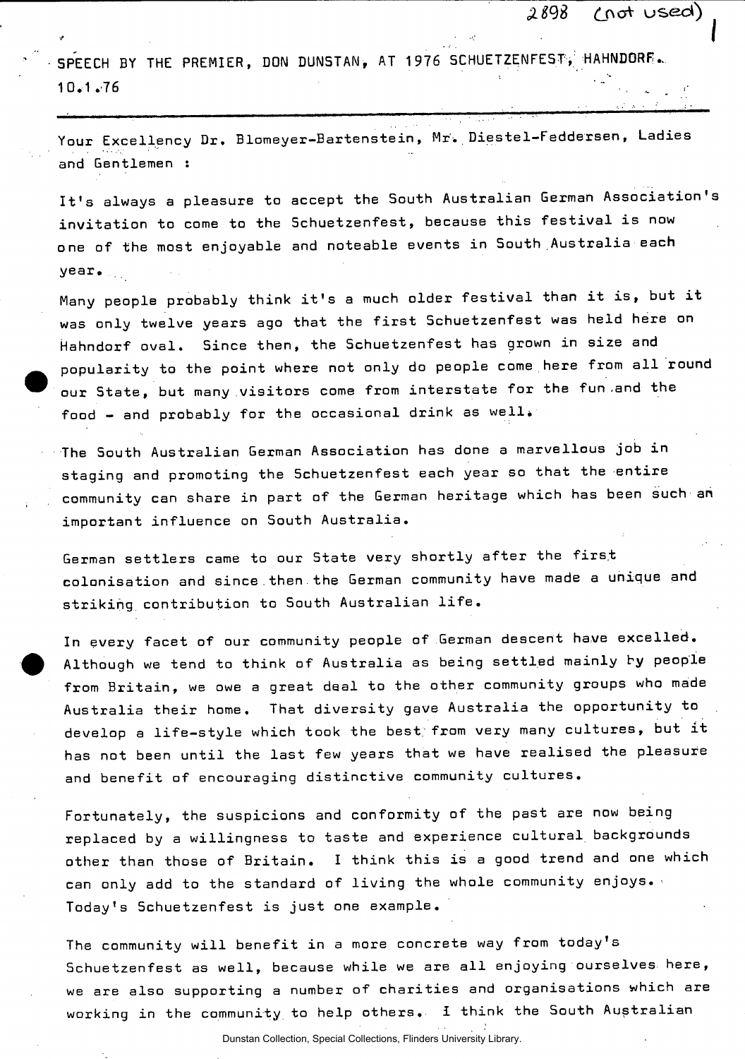2898 (not used)

SPEECH BY THE PREMIER, DON DUNSTAN, AT 1976 SCHUETZENFEST, HAHNDORF.
10.1.76

Your Excellency Dr. Blomeyer-Bartenstein, Mr. Diestel-Feddersen, Ladies and Gentlemen :

It's always a pleasure to accept the South Australian German Association's invitation to come to the Schuetzenfest, because this festival is now one of the most enjoyable and noteable events in South Australia each year.

Many people probably think it's a much older festival than it is, but it was only twelve years ago that the first Schuetzenfest was held here on Hahndorf oval. Since then, the Schuetzenfest has grown in size and popularity to the point where not only do people come here from all round our State, but many visitors come from interstate for the fun and the food - and probably for the occasional drink as well.

The South Australian German Association has done a marvellous job in staging and promoting the Schuetzenfest each year so that the entire community can share in part of the German heritage which has been such an important influence on South Australia.

German settlers came to our State very shortly after the first colonisation and since then the German community have made a unique and striking contribution to South Australian life.

In every facet of our community people of German descent have excelled. Although we tend to think of Australia as being settled mainly by people from Britain, we owe a great deal to the other community groups who made Australia their home. That diversity gave Australia the opportunity to develop a life-style which took the best from very many cultures, but it has not been until the last few years that we have realised the pleasure and benefit of encouraging distinctive community cultures.

Fortunately, the suspicions and conformity of the past are now being replaced by a willingness to taste and experience cultural backgrounds other than those of Britain. I think this is a good trend and one which can only add to the standard of living the whole community enjoys. Today's Schuetzenfest is just one example.

The community will benefit in a more concrete way from today's Schuetzenfest as well, because while we are all enjoying ourselves here, we are also supporting a number of charities and organisations which are working in the community to help others. I think the South Australian

Dunstan Collection, Special Collections, Flinders University Library.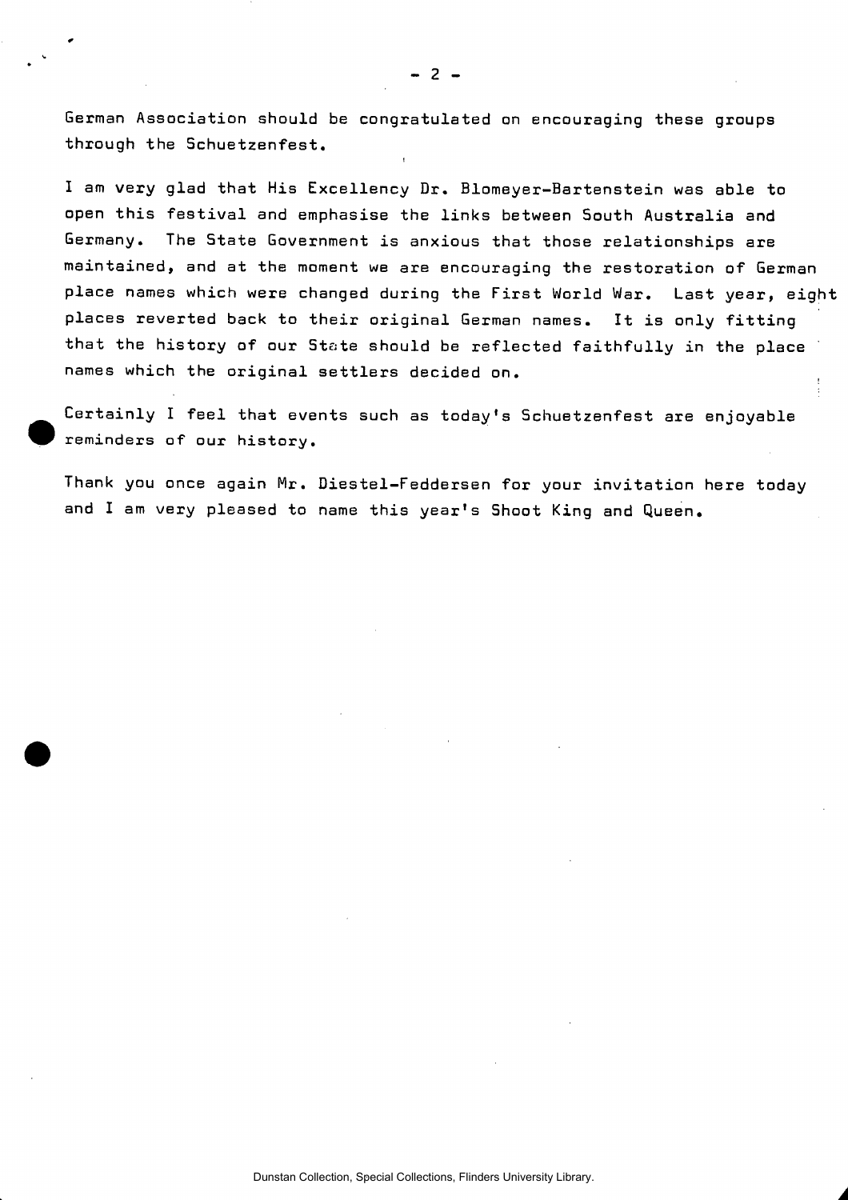German Association should be congratulated on encouraging these groups through the Schuetzenfest.

I am very glad that His Excellency Dr. Blomeyer-Bartenstein was able to open this festival and emphasise the links between South Australia and Germany. The State Government is anxious that those relationships are maintained, and at the moment we are encouraging the restoration of German place names which were changed during the First World War. Last year, eight places reverted back to their original German names. It is only fitting that the history of our State should be reflected faithfully in the place names which the original settlers decided on.

Certainly I feel that events such as today's Schuetzenfest are enjoyable reminders of our history.

Thank you once again Mr. Diestel-Feddersen for your invitation here today and I am very pleased to name this year's Shoot King and Queen.

Dunstan Collection, Special Collections, Flinders University Library.